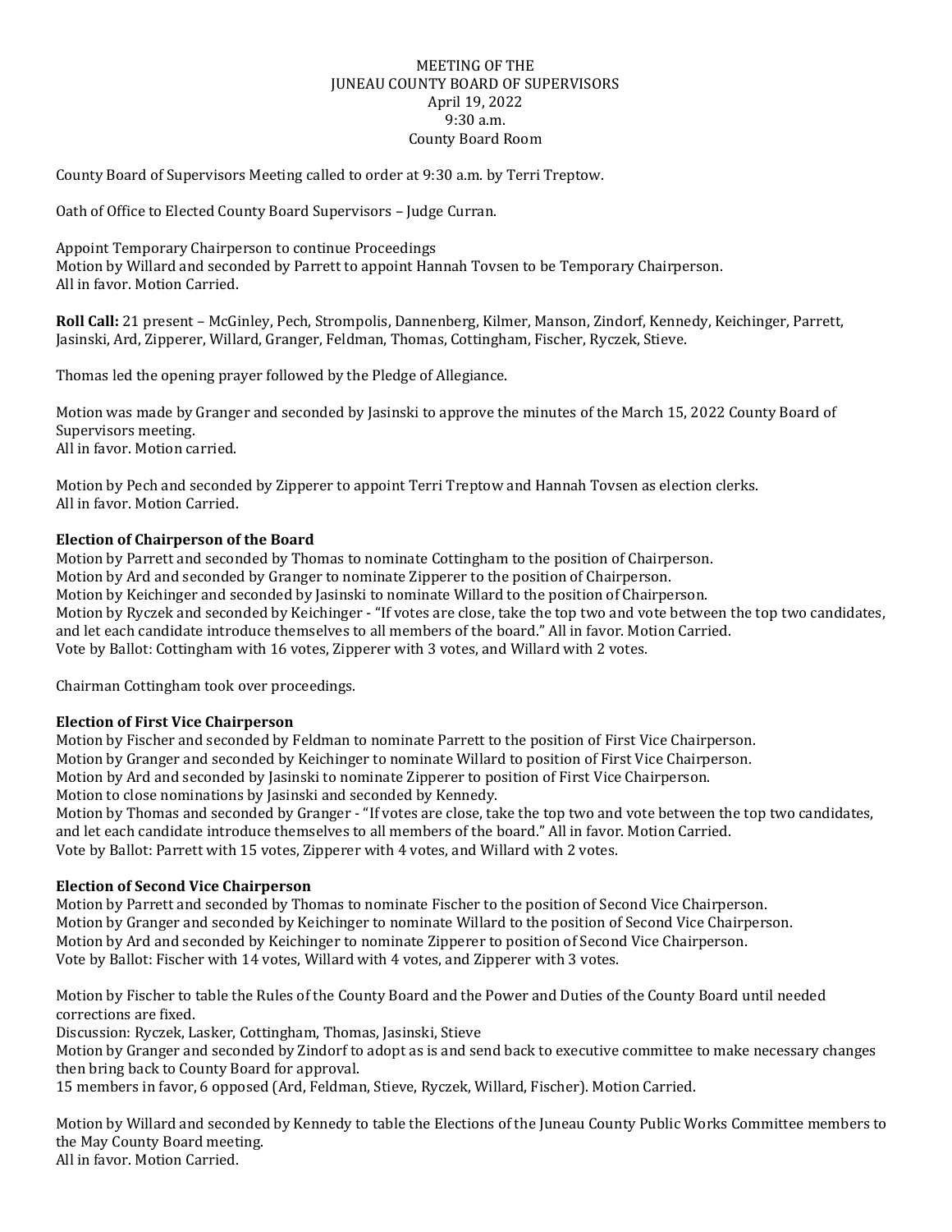MEETING OF THE
JUNEAU COUNTY BOARD OF SUPERVISORS
April 19, 2022
9:30 a.m.
County Board Room

County Board of Supervisors Meeting called to order at 9:30 a.m. by Terri Treptow.

Oath of Office to Elected County Board Supervisors – Judge Curran.

Appoint Temporary Chairperson to continue Proceedings
Motion by Willard and seconded by Parrett to appoint Hannah Tovsen to be Temporary Chairperson.
All in favor. Motion Carried.

**Roll Call:** 21 present – McGinley, Pech, Strompolis, Dannenberg, Kilmer, Manson, Zindorf, Kennedy, Keichinger, Parrett, Jasinski, Ard, Zipperer, Willard, Granger, Feldman, Thomas, Cottingham, Fischer, Ryczek, Stieve.

Thomas led the opening prayer followed by the Pledge of Allegiance.

Motion was made by Granger and seconded by Jasinski to approve the minutes of the March 15, 2022 County Board of Supervisors meeting.
All in favor. Motion carried.

Motion by Pech and seconded by Zipperer to appoint Terri Treptow and Hannah Tovsen as election clerks.
All in favor. Motion Carried.

**Election of Chairperson of the Board**

Motion by Parrett and seconded by Thomas to nominate Cottingham to the position of Chairperson.
Motion by Ard and seconded by Granger to nominate Zipperer to the position of Chairperson.
Motion by Keichinger and seconded by Jasinski to nominate Willard to the position of Chairperson.
Motion by Ryczek and seconded by Keichinger - "If votes are close, take the top two and vote between the top two candidates, and let each candidate introduce themselves to all members of the board." All in favor. Motion Carried.
Vote by Ballot: Cottingham with 16 votes, Zipperer with 3 votes, and Willard with 2 votes.

Chairman Cottingham took over proceedings.

**Election of First Vice Chairperson**

Motion by Fischer and seconded by Feldman to nominate Parrett to the position of First Vice Chairperson.
Motion by Granger and seconded by Keichinger to nominate Willard to position of First Vice Chairperson.
Motion by Ard and seconded by Jasinski to nominate Zipperer to position of First Vice Chairperson.
Motion to close nominations by Jasinski and seconded by Kennedy.
Motion by Thomas and seconded by Granger - "If votes are close, take the top two and vote between the top two candidates, and let each candidate introduce themselves to all members of the board." All in favor. Motion Carried.
Vote by Ballot: Parrett with 15 votes, Zipperer with 4 votes, and Willard with 2 votes.

**Election of Second Vice Chairperson**

Motion by Parrett and seconded by Thomas to nominate Fischer to the position of Second Vice Chairperson.
Motion by Granger and seconded by Keichinger to nominate Willard to the position of Second Vice Chairperson.
Motion by Ard and seconded by Keichinger to nominate Zipperer to position of Second Vice Chairperson.
Vote by Ballot: Fischer with 14 votes, Willard with 4 votes, and Zipperer with 3 votes.

Motion by Fischer to table the Rules of the County Board and the Power and Duties of the County Board until needed corrections are fixed.
Discussion: Ryczek, Lasker, Cottingham, Thomas, Jasinski, Stieve
Motion by Granger and seconded by Zindorf to adopt as is and send back to executive committee to make necessary changes then bring back to County Board for approval.
15 members in favor, 6 opposed (Ard, Feldman, Stieve, Ryczek, Willard, Fischer). Motion Carried.

Motion by Willard and seconded by Kennedy to table the Elections of the Juneau County Public Works Committee members to the May County Board meeting.
All in favor. Motion Carried.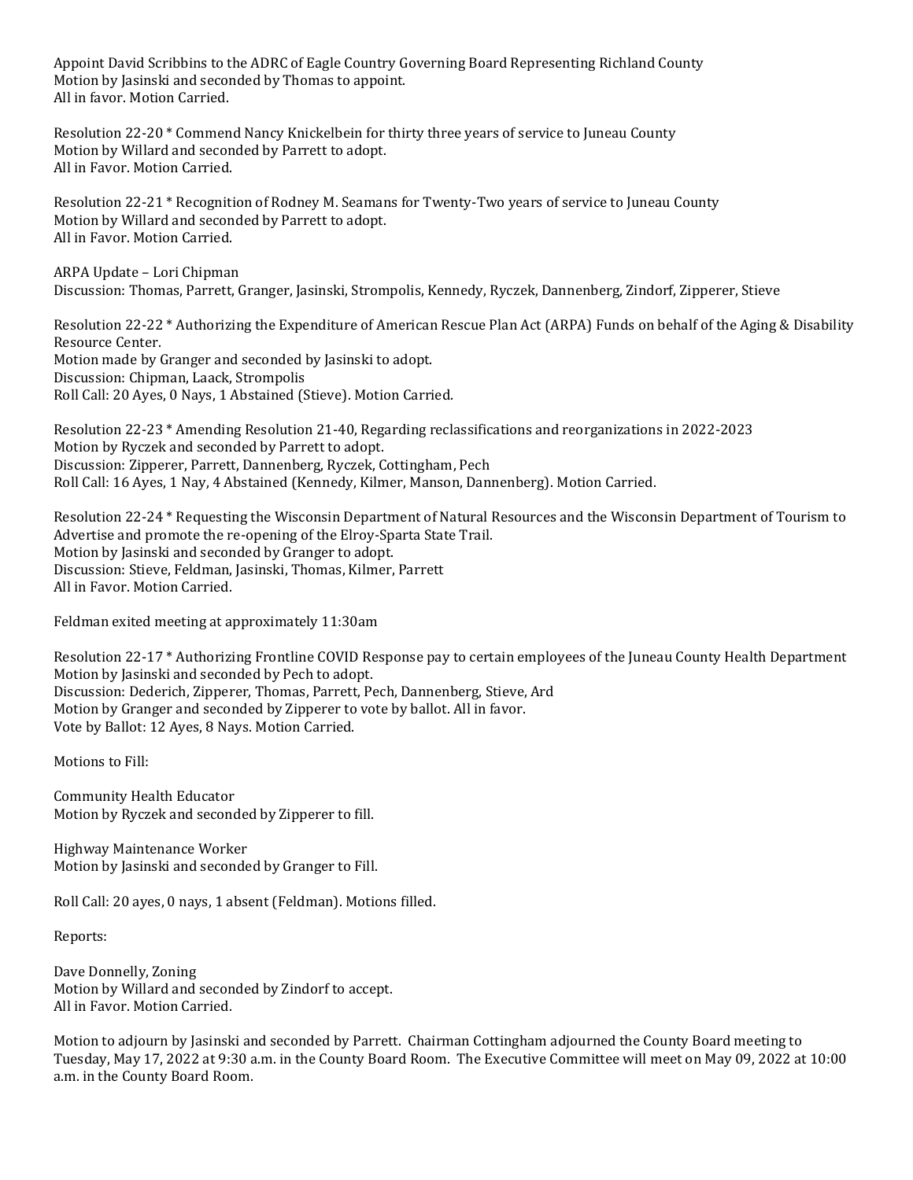Appoint David Scribbins to the ADRC of Eagle Country Governing Board Representing Richland County
Motion by Jasinski and seconded by Thomas to appoint.
All in favor. Motion Carried.

Resolution 22-20 * Commend Nancy Knickelbein for thirty three years of service to Juneau County
Motion by Willard and seconded by Parrett to adopt.
All in Favor. Motion Carried.

Resolution 22-21 * Recognition of Rodney M. Seamans for Twenty-Two years of service to Juneau County
Motion by Willard and seconded by Parrett to adopt.
All in Favor. Motion Carried.

ARPA Update – Lori Chipman
Discussion: Thomas, Parrett, Granger, Jasinski, Strompolis, Kennedy, Ryczek, Dannenberg, Zindorf, Zipperer, Stieve

Resolution 22-22 * Authorizing the Expenditure of American Rescue Plan Act (ARPA) Funds on behalf of the Aging & Disability Resource Center.
Motion made by Granger and seconded by Jasinski to adopt.
Discussion: Chipman, Laack, Strompolis
Roll Call: 20 Ayes, 0 Nays, 1 Abstained (Stieve). Motion Carried.

Resolution 22-23 * Amending Resolution 21-40, Regarding reclassifications and reorganizations in 2022-2023
Motion by Ryczek and seconded by Parrett to adopt.
Discussion: Zipperer, Parrett, Dannenberg, Ryczek, Cottingham, Pech
Roll Call: 16 Ayes, 1 Nay, 4 Abstained (Kennedy, Kilmer, Manson, Dannenberg). Motion Carried.

Resolution 22-24 * Requesting the Wisconsin Department of Natural Resources and the Wisconsin Department of Tourism to Advertise and promote the re-opening of the Elroy-Sparta State Trail.
Motion by Jasinski and seconded by Granger to adopt.
Discussion: Stieve, Feldman, Jasinski, Thomas, Kilmer, Parrett
All in Favor. Motion Carried.

Feldman exited meeting at approximately 11:30am

Resolution 22-17 * Authorizing Frontline COVID Response pay to certain employees of the Juneau County Health Department
Motion by Jasinski and seconded by Pech to adopt.
Discussion: Dederich, Zipperer, Thomas, Parrett, Pech, Dannenberg, Stieve, Ard
Motion by Granger and seconded by Zipperer to vote by ballot. All in favor.
Vote by Ballot: 12 Ayes, 8 Nays. Motion Carried.

Motions to Fill:

Community Health Educator
Motion by Ryczek and seconded by Zipperer to fill.

Highway Maintenance Worker
Motion by Jasinski and seconded by Granger to Fill.

Roll Call: 20 ayes, 0 nays, 1 absent (Feldman). Motions filled.

Reports:

Dave Donnelly, Zoning
Motion by Willard and seconded by Zindorf to accept.
All in Favor. Motion Carried.

Motion to adjourn by Jasinski and seconded by Parrett. Chairman Cottingham adjourned the County Board meeting to Tuesday, May 17, 2022 at 9:30 a.m. in the County Board Room. The Executive Committee will meet on May 09, 2022 at 10:00 a.m. in the County Board Room.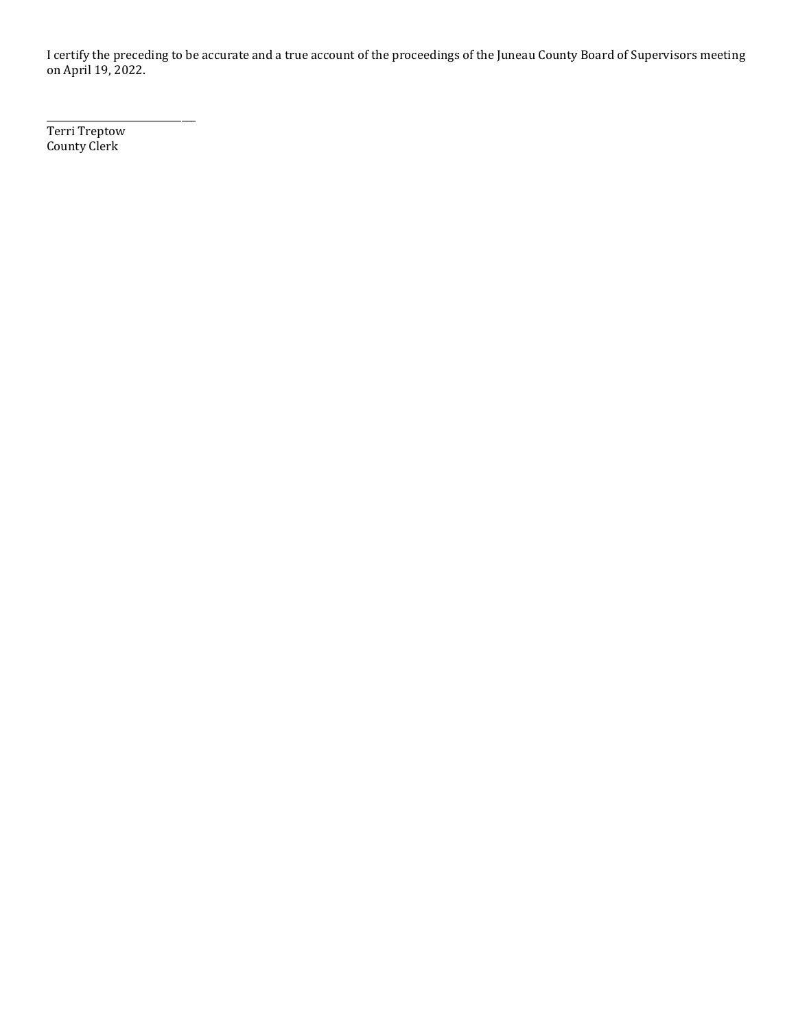I certify the preceding to be accurate and a true account of the proceedings of the Juneau County Board of Supervisors meeting on April 19, 2022.

______________________________

Terri Treptow
County Clerk